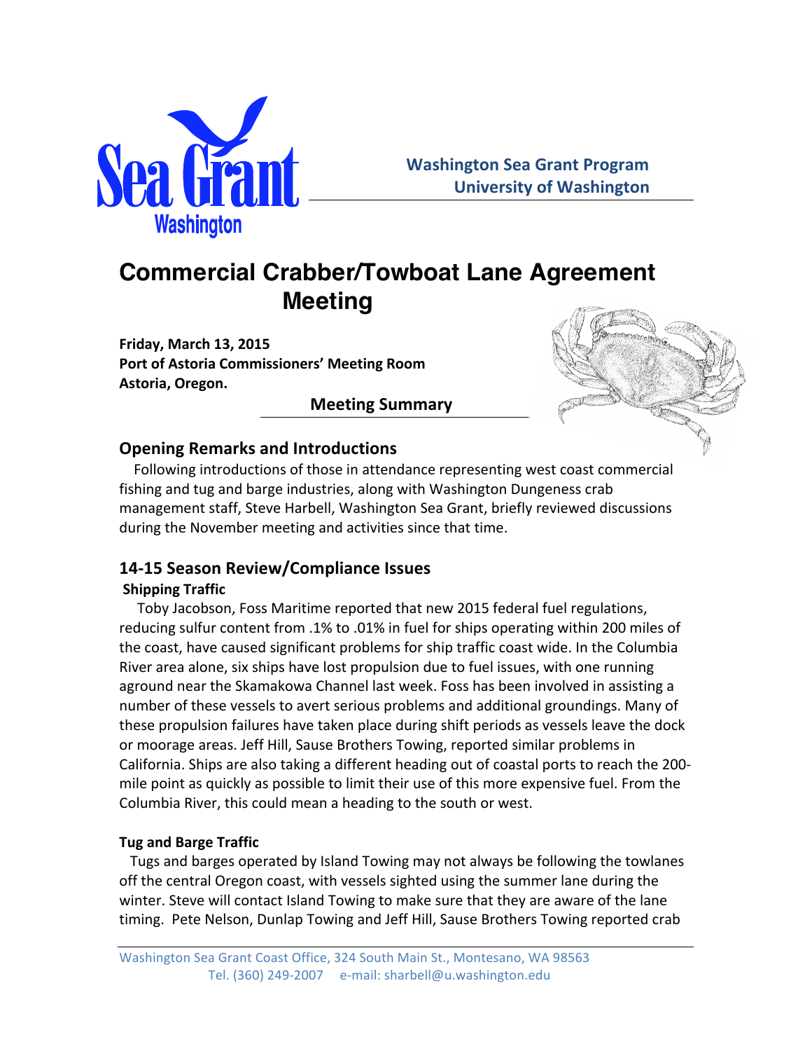**Washington Sea Grant Program**
**University of Washington**

# Commercial Crabber/Towboat Lane Agreement Meeting

**Friday, March 13, 2015**
**Port of Astoria Commissioners' Meeting Room**
**Astoria, Oregon.**

**Meeting Summary**

## Opening Remarks and Introductions

Following introductions of those in attendance representing west coast commercial fishing and tug and barge industries, along with Washington Dungeness crab management staff, Steve Harbell, Washington Sea Grant, briefly reviewed discussions during the November meeting and activities since that time.

## 14-15 Season Review/Compliance Issues

### Shipping Traffic

Toby Jacobson, Foss Maritime reported that new 2015 federal fuel regulations, reducing sulfur content from .1% to .01% in fuel for ships operating within 200 miles of the coast, have caused significant problems for ship traffic coast wide. In the Columbia River area alone, six ships have lost propulsion due to fuel issues, with one running aground near the Skamakowa Channel last week. Foss has been involved in assisting a number of these vessels to avert serious problems and additional groundings. Many of these propulsion failures have taken place during shift periods as vessels leave the dock or moorage areas. Jeff Hill, Sause Brothers Towing, reported similar problems in California. Ships are also taking a different heading out of coastal ports to reach the 200-mile point as quickly as possible to limit their use of this more expensive fuel. From the Columbia River, this could mean a heading to the south or west.

### Tug and Barge Traffic

Tugs and barges operated by Island Towing may not always be following the towlanes off the central Oregon coast, with vessels sighted using the summer lane during the winter. Steve will contact Island Towing to make sure that they are aware of the lane timing. Pete Nelson, Dunlap Towing and Jeff Hill, Sause Brothers Towing reported crab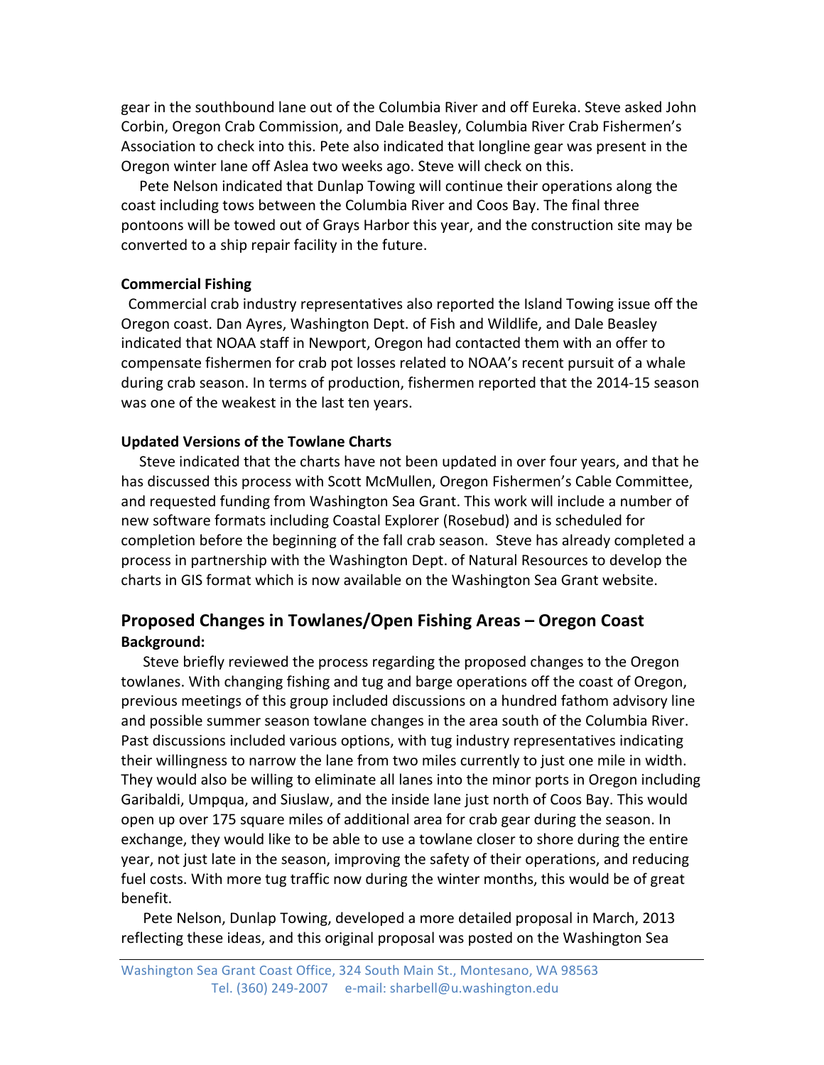gear in the southbound lane out of the Columbia River and off Eureka. Steve asked John Corbin, Oregon Crab Commission, and Dale Beasley, Columbia River Crab Fishermen's Association to check into this. Pete also indicated that longline gear was present in the Oregon winter lane off Aslea two weeks ago. Steve will check on this.

Pete Nelson indicated that Dunlap Towing will continue their operations along the coast including tows between the Columbia River and Coos Bay. The final three pontoons will be towed out of Grays Harbor this year, and the construction site may be converted to a ship repair facility in the future.

**Commercial Fishing**

Commercial crab industry representatives also reported the Island Towing issue off the Oregon coast. Dan Ayres, Washington Dept. of Fish and Wildlife, and Dale Beasley indicated that NOAA staff in Newport, Oregon had contacted them with an offer to compensate fishermen for crab pot losses related to NOAA's recent pursuit of a whale during crab season. In terms of production, fishermen reported that the 2014-15 season was one of the weakest in the last ten years.

**Updated Versions of the Towlane Charts**

Steve indicated that the charts have not been updated in over four years, and that he has discussed this process with Scott McMullen, Oregon Fishermen's Cable Committee, and requested funding from Washington Sea Grant. This work will include a number of new software formats including Coastal Explorer (Rosebud) and is scheduled for completion before the beginning of the fall crab season. Steve has already completed a process in partnership with the Washington Dept. of Natural Resources to develop the charts in GIS format which is now available on the Washington Sea Grant website.

## Proposed Changes in Towlanes/Open Fishing Areas – Oregon Coast

**Background:**

Steve briefly reviewed the process regarding the proposed changes to the Oregon towlanes. With changing fishing and tug and barge operations off the coast of Oregon, previous meetings of this group included discussions on a hundred fathom advisory line and possible summer season towlane changes in the area south of the Columbia River. Past discussions included various options, with tug industry representatives indicating their willingness to narrow the lane from two miles currently to just one mile in width. They would also be willing to eliminate all lanes into the minor ports in Oregon including Garibaldi, Umpqua, and Siuslaw, and the inside lane just north of Coos Bay. This would open up over 175 square miles of additional area for crab gear during the season. In exchange, they would like to be able to use a towlane closer to shore during the entire year, not just late in the season, improving the safety of their operations, and reducing fuel costs. With more tug traffic now during the winter months, this would be of great benefit.

Pete Nelson, Dunlap Towing, developed a more detailed proposal in March, 2013 reflecting these ideas, and this original proposal was posted on the Washington Sea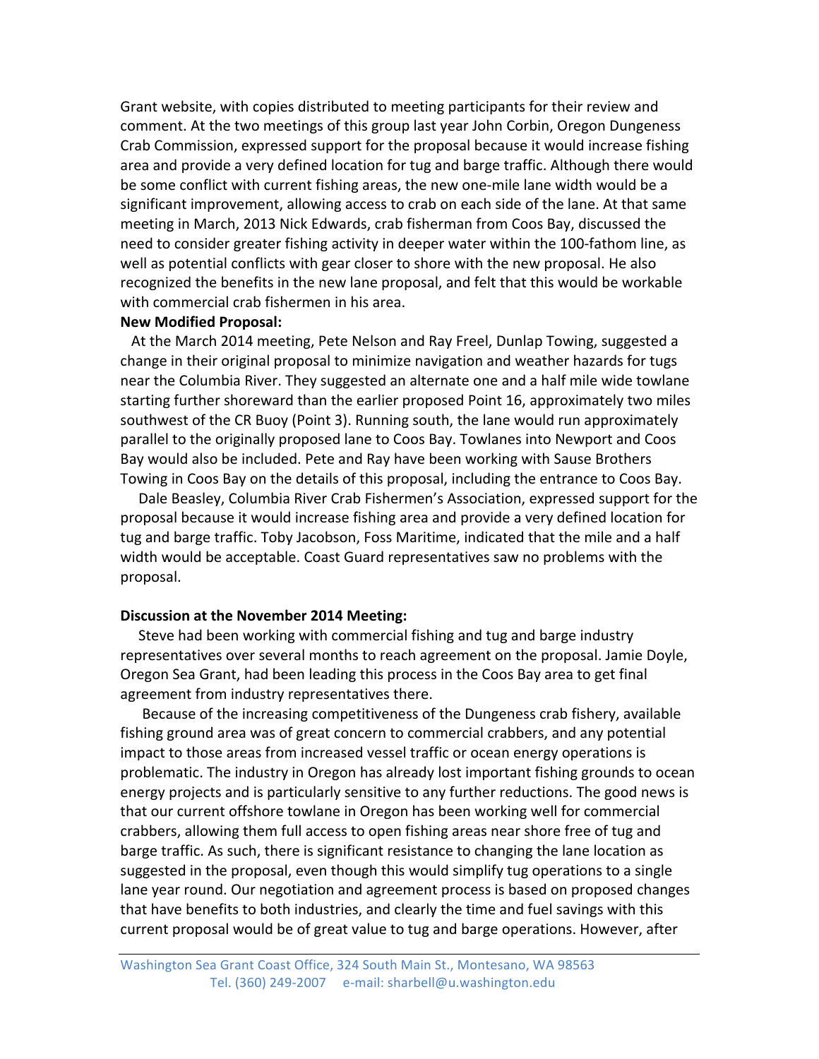Grant website, with copies distributed to meeting participants for their review and comment. At the two meetings of this group last year John Corbin, Oregon Dungeness Crab Commission, expressed support for the proposal because it would increase fishing area and provide a very defined location for tug and barge traffic. Although there would be some conflict with current fishing areas, the new one-mile lane width would be a significant improvement, allowing access to crab on each side of the lane. At that same meeting in March, 2013 Nick Edwards, crab fisherman from Coos Bay, discussed the need to consider greater fishing activity in deeper water within the 100-fathom line, as well as potential conflicts with gear closer to shore with the new proposal. He also recognized the benefits in the new lane proposal, and felt that this would be workable with commercial crab fishermen in his area.

**New Modified Proposal:**

At the March 2014 meeting, Pete Nelson and Ray Freel, Dunlap Towing, suggested a change in their original proposal to minimize navigation and weather hazards for tugs near the Columbia River. They suggested an alternate one and a half mile wide towlane starting further shoreward than the earlier proposed Point 16, approximately two miles southwest of the CR Buoy (Point 3). Running south, the lane would run approximately parallel to the originally proposed lane to Coos Bay. Towlanes into Newport and Coos Bay would also be included. Pete and Ray have been working with Sause Brothers Towing in Coos Bay on the details of this proposal, including the entrance to Coos Bay.

Dale Beasley, Columbia River Crab Fishermen's Association, expressed support for the proposal because it would increase fishing area and provide a very defined location for tug and barge traffic. Toby Jacobson, Foss Maritime, indicated that the mile and a half width would be acceptable. Coast Guard representatives saw no problems with the proposal.

**Discussion at the November 2014 Meeting:**

Steve had been working with commercial fishing and tug and barge industry representatives over several months to reach agreement on the proposal. Jamie Doyle, Oregon Sea Grant, had been leading this process in the Coos Bay area to get final agreement from industry representatives there.

Because of the increasing competitiveness of the Dungeness crab fishery, available fishing ground area was of great concern to commercial crabbers, and any potential impact to those areas from increased vessel traffic or ocean energy operations is problematic. The industry in Oregon has already lost important fishing grounds to ocean energy projects and is particularly sensitive to any further reductions. The good news is that our current offshore towlane in Oregon has been working well for commercial crabbers, allowing them full access to open fishing areas near shore free of tug and barge traffic. As such, there is significant resistance to changing the lane location as suggested in the proposal, even though this would simplify tug operations to a single lane year round. Our negotiation and agreement process is based on proposed changes that have benefits to both industries, and clearly the time and fuel savings with this current proposal would be of great value to tug and barge operations. However, after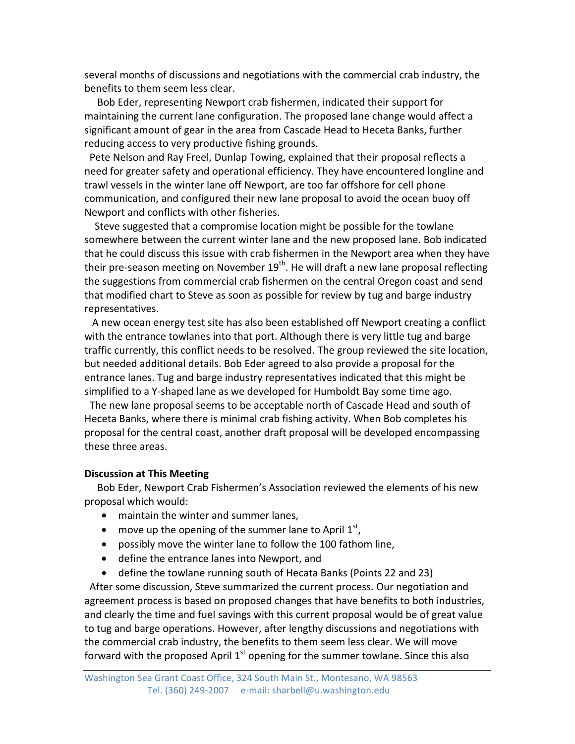several months of discussions and negotiations with the commercial crab industry, the benefits to them seem less clear.

Bob Eder, representing Newport crab fishermen, indicated their support for maintaining the current lane configuration. The proposed lane change would affect a significant amount of gear in the area from Cascade Head to Heceta Banks, further reducing access to very productive fishing grounds.

Pete Nelson and Ray Freel, Dunlap Towing, explained that their proposal reflects a need for greater safety and operational efficiency. They have encountered longline and trawl vessels in the winter lane off Newport, are too far offshore for cell phone communication, and configured their new lane proposal to avoid the ocean buoy off Newport and conflicts with other fisheries.

Steve suggested that a compromise location might be possible for the towlane somewhere between the current winter lane and the new proposed lane. Bob indicated that he could discuss this issue with crab fishermen in the Newport area when they have their pre-season meeting on November 19th. He will draft a new lane proposal reflecting the suggestions from commercial crab fishermen on the central Oregon coast and send that modified chart to Steve as soon as possible for review by tug and barge industry representatives.

A new ocean energy test site has also been established off Newport creating a conflict with the entrance towlanes into that port. Although there is very little tug and barge traffic currently, this conflict needs to be resolved. The group reviewed the site location, but needed additional details. Bob Eder agreed to also provide a proposal for the entrance lanes. Tug and barge industry representatives indicated that this might be simplified to a Y-shaped lane as we developed for Humboldt Bay some time ago.

The new lane proposal seems to be acceptable north of Cascade Head and south of Heceta Banks, where there is minimal crab fishing activity. When Bob completes his proposal for the central coast, another draft proposal will be developed encompassing these three areas.

**Discussion at This Meeting**

Bob Eder, Newport Crab Fishermen's Association reviewed the elements of his new proposal which would:

- maintain the winter and summer lanes,
- move up the opening of the summer lane to April 1st,
- possibly move the winter lane to follow the 100 fathom line,
- define the entrance lanes into Newport, and
- define the towlane running south of Hecata Banks (Points 22 and 23)

After some discussion, Steve summarized the current process. Our negotiation and agreement process is based on proposed changes that have benefits to both industries, and clearly the time and fuel savings with this current proposal would be of great value to tug and barge operations. However, after lengthy discussions and negotiations with the commercial crab industry, the benefits to them seem less clear. We will move forward with the proposed April 1st opening for the summer towlane. Since this also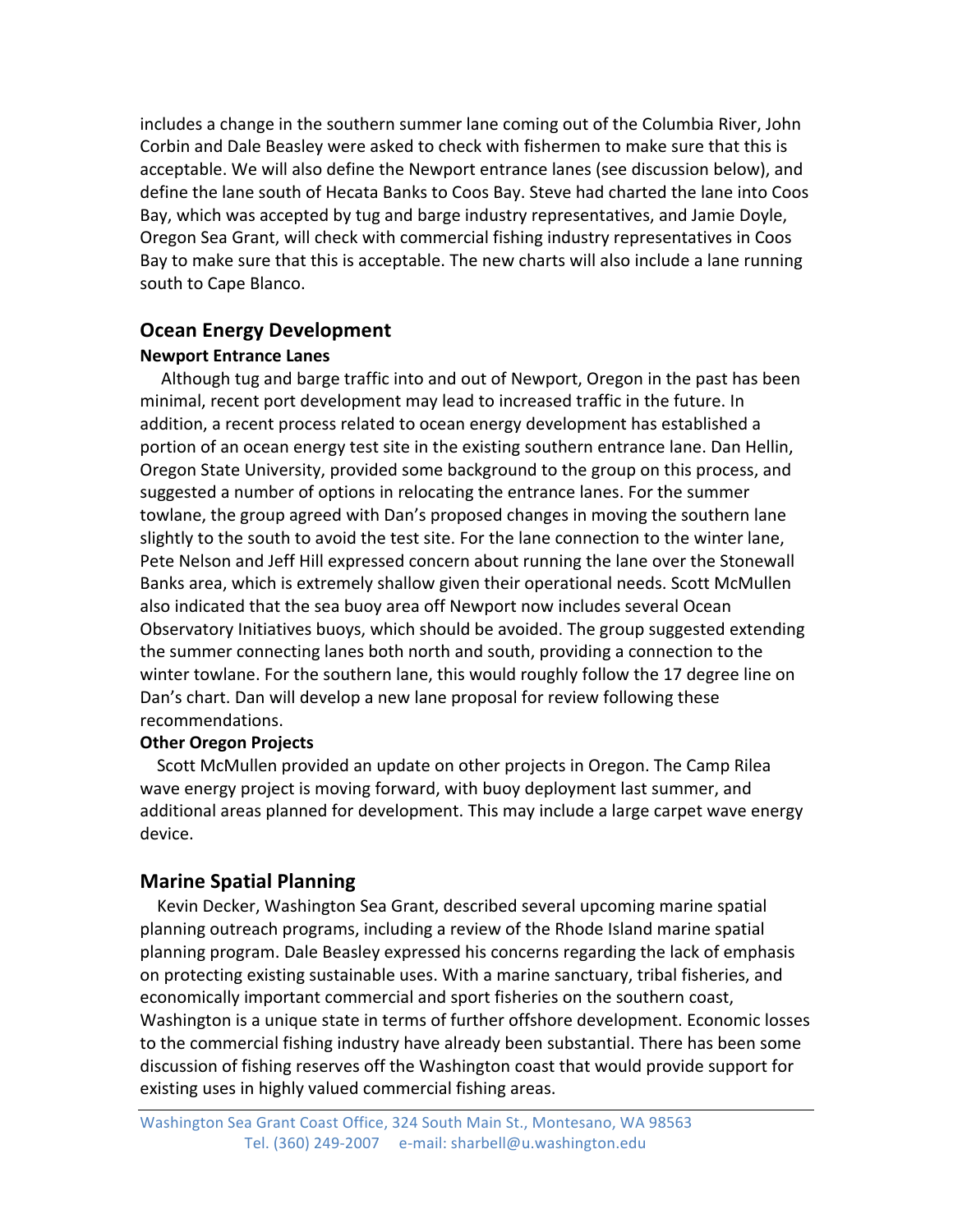includes a change in the southern summer lane coming out of the Columbia River, John Corbin and Dale Beasley were asked to check with fishermen to make sure that this is acceptable. We will also define the Newport entrance lanes (see discussion below), and define the lane south of Hecata Banks to Coos Bay. Steve had charted the lane into Coos Bay, which was accepted by tug and barge industry representatives, and Jamie Doyle, Oregon Sea Grant, will check with commercial fishing industry representatives in Coos Bay to make sure that this is acceptable. The new charts will also include a lane running south to Cape Blanco.

## Ocean Energy Development

### Newport Entrance Lanes

Although tug and barge traffic into and out of Newport, Oregon in the past has been minimal, recent port development may lead to increased traffic in the future. In addition, a recent process related to ocean energy development has established a portion of an ocean energy test site in the existing southern entrance lane. Dan Hellin, Oregon State University, provided some background to the group on this process, and suggested a number of options in relocating the entrance lanes. For the summer towlane, the group agreed with Dan's proposed changes in moving the southern lane slightly to the south to avoid the test site. For the lane connection to the winter lane, Pete Nelson and Jeff Hill expressed concern about running the lane over the Stonewall Banks area, which is extremely shallow given their operational needs. Scott McMullen also indicated that the sea buoy area off Newport now includes several Ocean Observatory Initiatives buoys, which should be avoided. The group suggested extending the summer connecting lanes both north and south, providing a connection to the winter towlane. For the southern lane, this would roughly follow the 17 degree line on Dan's chart. Dan will develop a new lane proposal for review following these recommendations.

### Other Oregon Projects

Scott McMullen provided an update on other projects in Oregon. The Camp Rilea wave energy project is moving forward, with buoy deployment last summer, and additional areas planned for development. This may include a large carpet wave energy device.

## Marine Spatial Planning

Kevin Decker, Washington Sea Grant, described several upcoming marine spatial planning outreach programs, including a review of the Rhode Island marine spatial planning program. Dale Beasley expressed his concerns regarding the lack of emphasis on protecting existing sustainable uses. With a marine sanctuary, tribal fisheries, and economically important commercial and sport fisheries on the southern coast, Washington is a unique state in terms of further offshore development. Economic losses to the commercial fishing industry have already been substantial. There has been some discussion of fishing reserves off the Washington coast that would provide support for existing uses in highly valued commercial fishing areas.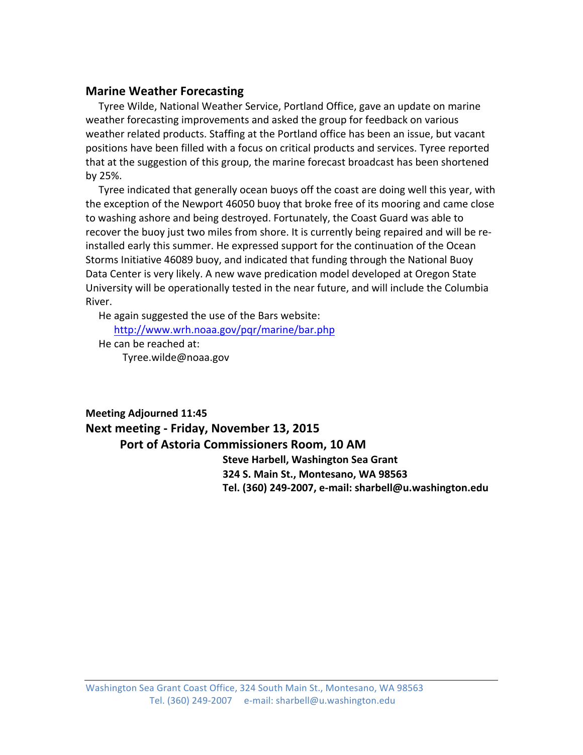## Marine Weather Forecasting

Tyree Wilde, National Weather Service, Portland Office, gave an update on marine weather forecasting improvements and asked the group for feedback on various weather related products. Staffing at the Portland office has been an issue, but vacant positions have been filled with a focus on critical products and services. Tyree reported that at the suggestion of this group, the marine forecast broadcast has been shortened by 25%.

Tyree indicated that generally ocean buoys off the coast are doing well this year, with the exception of the Newport 46050 buoy that broke free of its mooring and came close to washing ashore and being destroyed. Fortunately, the Coast Guard was able to recover the buoy just two miles from shore. It is currently being repaired and will be re-installed early this summer. He expressed support for the continuation of the Ocean Storms Initiative 46089 buoy, and indicated that funding through the National Buoy Data Center is very likely. A new wave predication model developed at Oregon State University will be operationally tested in the near future, and will include the Columbia River.

He again suggested the use of the Bars website:
http://www.wrh.noaa.gov/pqr/marine/bar.php

He can be reached at:
Tyree.wilde@noaa.gov

**Meeting Adjourned 11:45**

**Next meeting - Friday, November 13, 2015**

**Port of Astoria Commissioners Room, 10 AM**

**Steve Harbell, Washington Sea Grant**
**324 S. Main St., Montesano, WA 98563**
**Tel. (360) 249-2007, e-mail: sharbell@u.washington.edu**